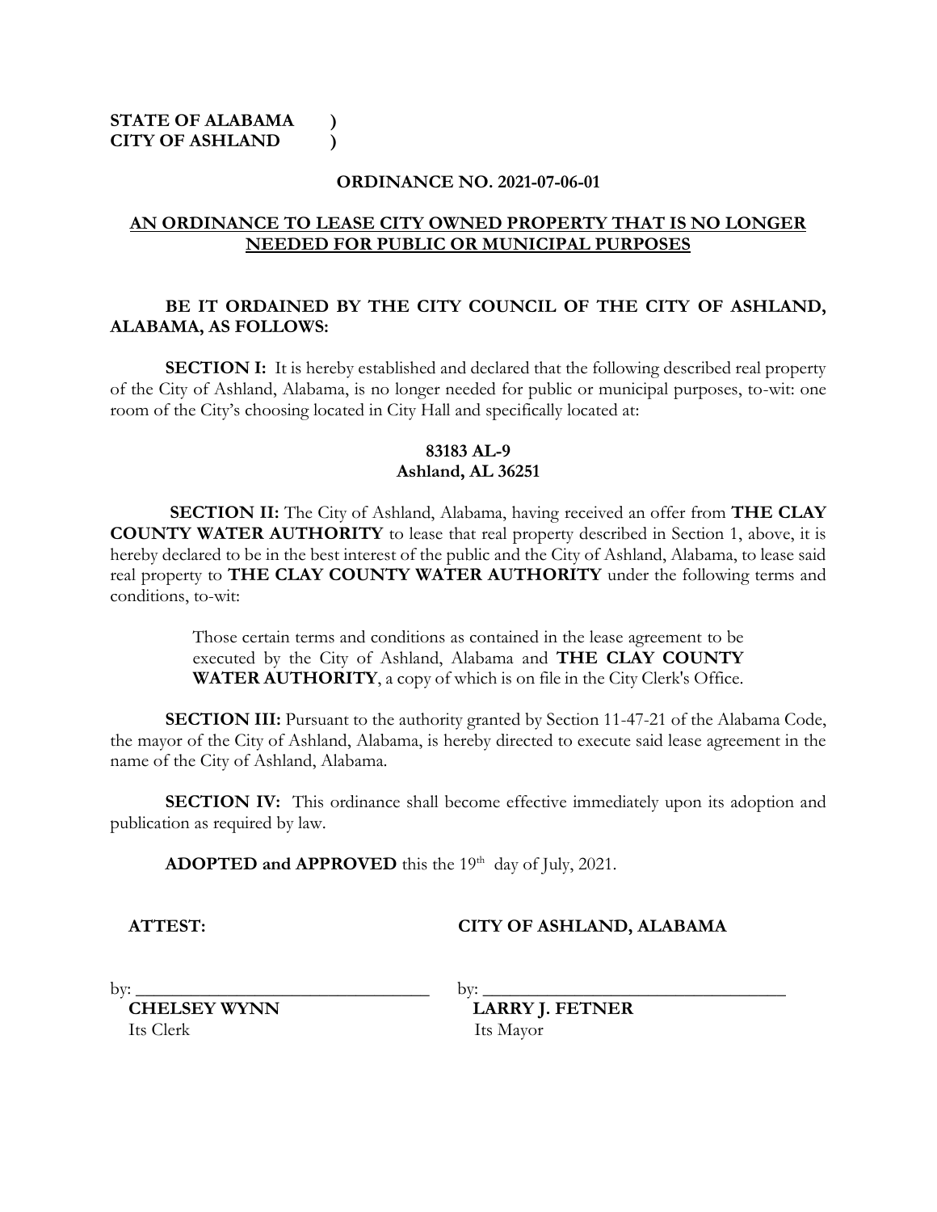**STATE OF ALABAMA )**
**CITY OF ASHLAND )**

**ORDINANCE NO. 2021-07-06-01**

**AN ORDINANCE TO LEASE CITY OWNED PROPERTY THAT IS NO LONGER NEEDED FOR PUBLIC OR MUNICIPAL PURPOSES**

**BE IT ORDAINED BY THE CITY COUNCIL OF THE CITY OF ASHLAND, ALABAMA, AS FOLLOWS:**

**SECTION I:** It is hereby established and declared that the following described real property of the City of Ashland, Alabama, is no longer needed for public or municipal purposes, to-wit: one room of the City's choosing located in City Hall and specifically located at:

**83183 AL-9**
**Ashland, AL 36251**

**SECTION II:** The City of Ashland, Alabama, having received an offer from **THE CLAY COUNTY WATER AUTHORITY** to lease that real property described in Section 1, above, it is hereby declared to be in the best interest of the public and the City of Ashland, Alabama, to lease said real property to **THE CLAY COUNTY WATER AUTHORITY** under the following terms and conditions, to-wit:

> Those certain terms and conditions as contained in the lease agreement to be executed by the City of Ashland, Alabama and **THE CLAY COUNTY WATER AUTHORITY**, a copy of which is on file in the City Clerk's Office.

**SECTION III:** Pursuant to the authority granted by Section 11-47-21 of the Alabama Code, the mayor of the City of Ashland, Alabama, is hereby directed to execute said lease agreement in the name of the City of Ashland, Alabama.

**SECTION IV:** This ordinance shall become effective immediately upon its adoption and publication as required by law.

**ADOPTED and APPROVED** this the 19th day of July, 2021.

**ATTEST:**

by: ______________________________
**CHELSEY WYNN**
Its Clerk

**CITY OF ASHLAND, ALABAMA**

by: ______________________________
**LARRY J. FETNER**
Its Mayor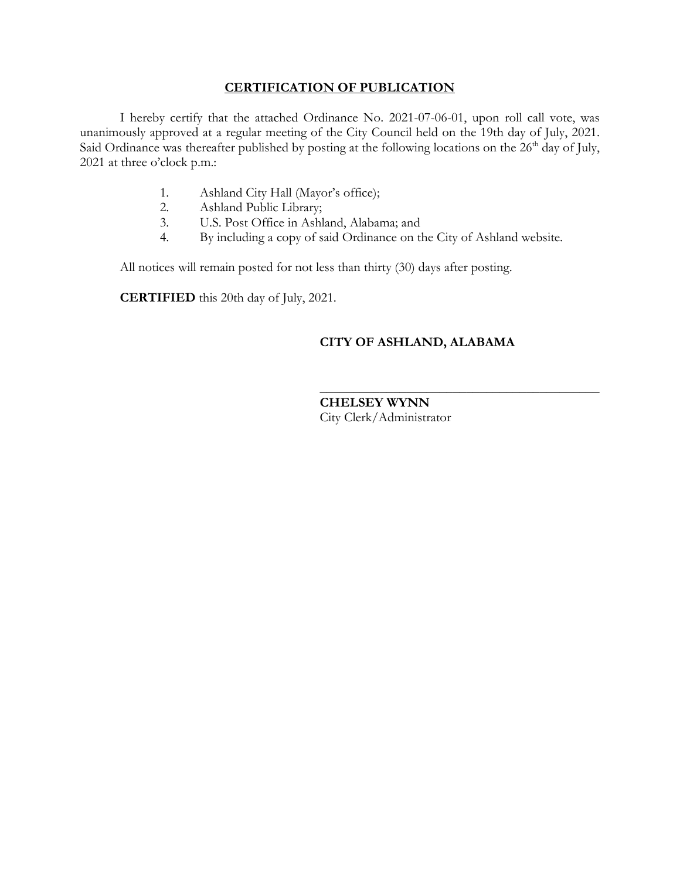## CERTIFICATION OF PUBLICATION

I hereby certify that the attached Ordinance No. 2021-07-06-01, upon roll call vote, was unanimously approved at a regular meeting of the City Council held on the 19th day of July, 2021. Said Ordinance was thereafter published by posting at the following locations on the 26th day of July, 2021 at three o'clock p.m.:

1. Ashland City Hall (Mayor's office);
2. Ashland Public Library;
3. U.S. Post Office in Ashland, Alabama; and
4. By including a copy of said Ordinance on the City of Ashland website.

All notices will remain posted for not less than thirty (30) days after posting.

**CERTIFIED** this 20th day of July, 2021.

**CITY OF ASHLAND, ALABAMA**

\_\_\_\_\_\_\_\_\_\_\_\_\_\_\_\_\_\_\_\_\_\_\_\_\_\_\_\_\_\_\_\_\_\_\_\_\_\_\_\_

**CHELSEY WYNN**
City Clerk/Administrator